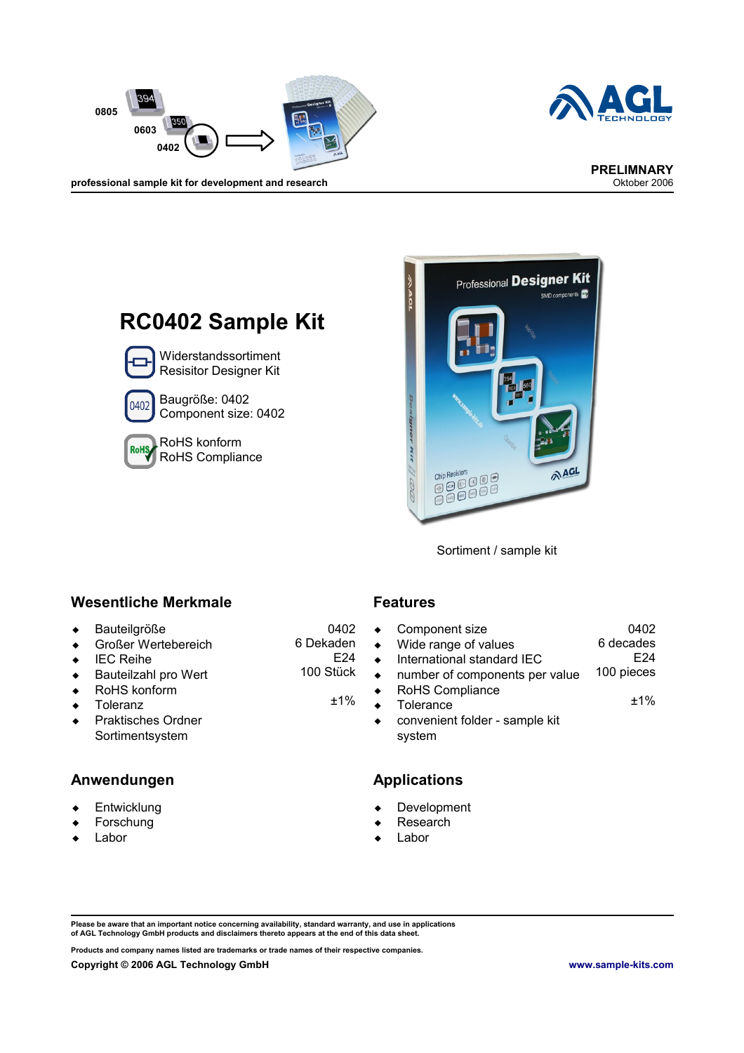professional sample kit for development and research

**PRELIMNARY**
Oktober 2006

# RC0402 Sample Kit

Widerstandssortiment
Resisitor Designer Kit

Baugröße: 0402
Component size: 0402

RoHS konform
RoHS Compliance

Sortiment / sample kit

## Wesentliche Merkmale

| | |
|---|---|
| ◆ Bauteilgröße | 0402 |
| ◆ Großer Wertebereich | 6 Dekaden |
| ◆ IEC Reihe | E24 |
| ◆ Bauteilzahl pro Wert | 100 Stück |
| ◆ RoHS konform | |
| ◆ Toleranz | ±1% |
| ◆ Praktisches Ordner Sortimentsystem | |

## Features

| | |
|---|---|
| ◆ Component size | 0402 |
| ◆ Wide range of values | 6 decades |
| ◆ International standard IEC | E24 |
| ◆ number of components per value | 100 pieces |
| ◆ RoHS Compliance | |
| ◆ Tolerance | ±1% |
| ◆ convenient folder - sample kit system | |

## Anwendungen

- Entwicklung
- Forschung
- Labor

## Applications

- Development
- Research
- Labor

**Please be aware that an important notice concerning availability, standard warranty, and use in applications of AGL Technology GmbH products and disclaimers thereto appears at the end of this data sheet.**

**Products and company names listed are trademarks or trade names of their respective companies.**

**Copyright © 2006 AGL Technology GmbH** **www.sample-kits.com**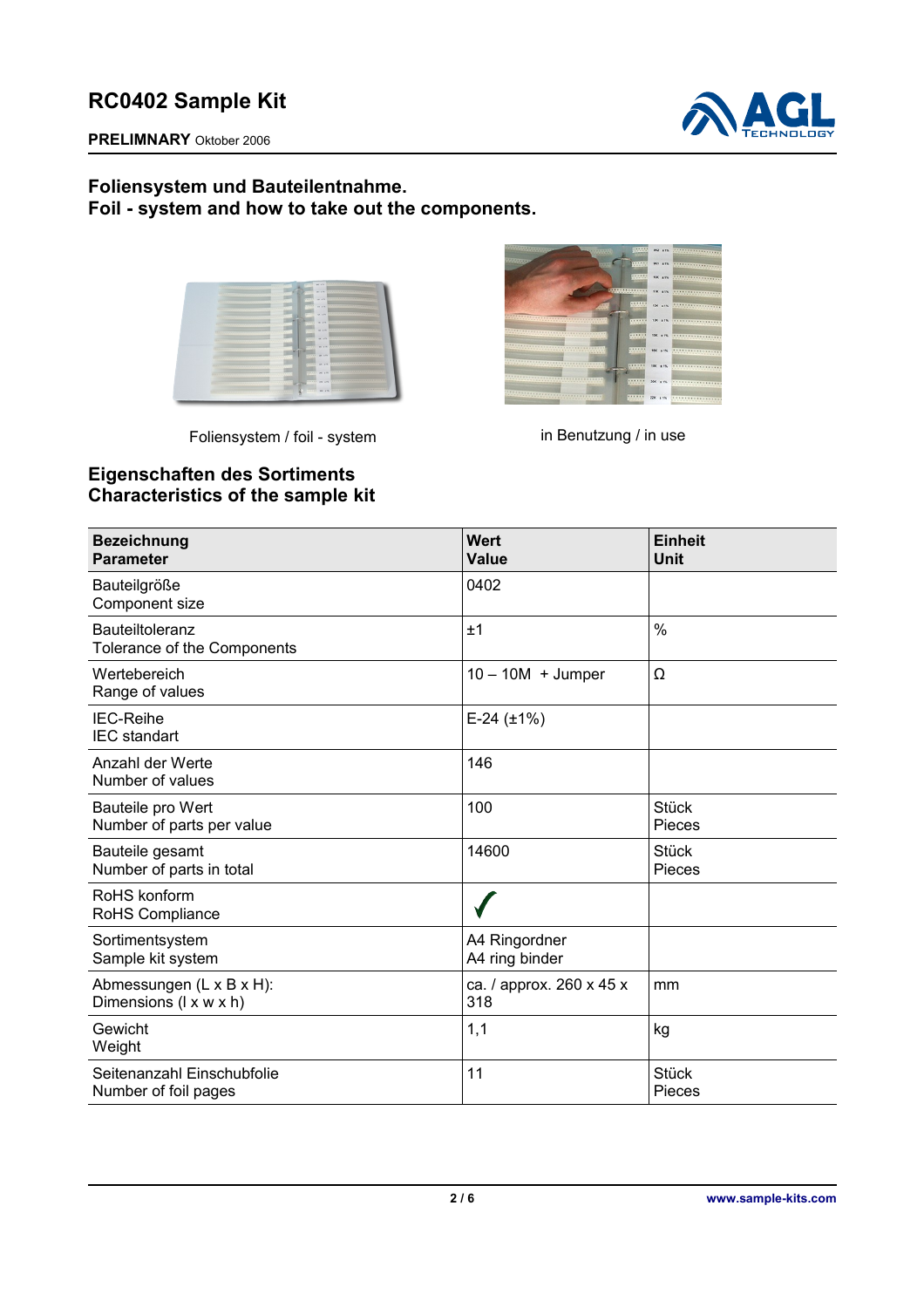# RC0402 Sample Kit

**PRELIMNARY** Oktober 2006

## Foliensystem und Bauteilentnahme.
## Foil - system and how to take out the components.

Foliensystem / foil - system

in Benutzung / in use

## Eigenschaften des Sortiments
## Characteristics of the sample kit

| Bezeichnung<br>Parameter | Wert<br>Value | Einheit<br>Unit |
|---|---|---|
| Bauteilgröße<br>Component size | 0402 | |
| Bauteiltoleranz<br>Tolerance of the Components | ±1 | % |
| Wertebereich<br>Range of values | 10 – 10M + Jumper | Ω |
| IEC-Reihe<br>IEC standart | E-24 (±1%) | |
| Anzahl der Werte<br>Number of values | 146 | |
| Bauteile pro Wert<br>Number of parts per value | 100 | Stück<br>Pieces |
| Bauteile gesamt<br>Number of parts in total | 14600 | Stück<br>Pieces |
| RoHS konform<br>RoHS Compliance | ✓ | |
| Sortimentsystem<br>Sample kit system | A4 Ringordner<br>A4 ring binder | |
| Abmessungen (L x B x H):<br>Dimensions (l x w x h) | ca. / approx. 260 x 45 x 318 | mm |
| Gewicht<br>Weight | 1,1 | kg |
| Seitenanzahl Einschubfolie<br>Number of foil pages | 11 | Stück<br>Pieces |

www.sample-kits.com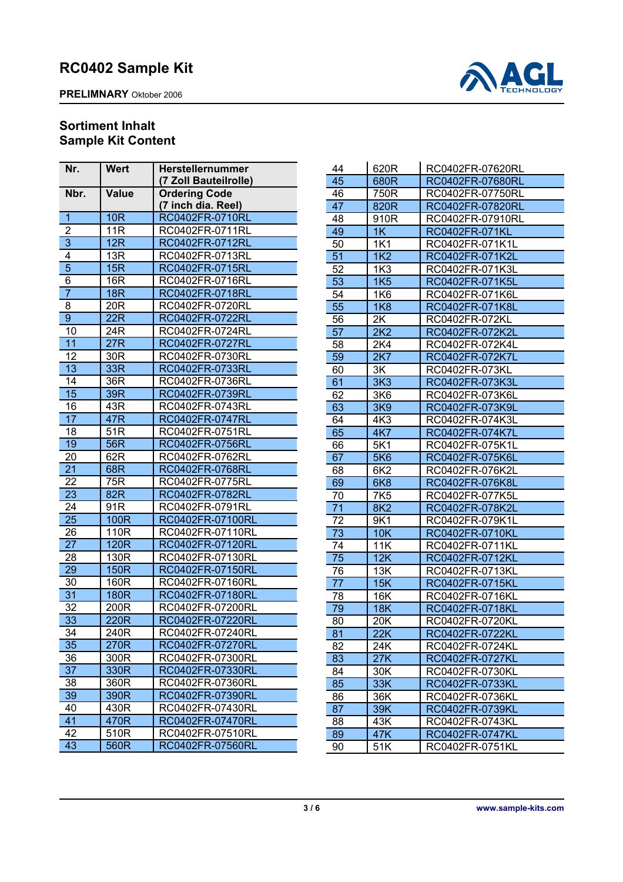# RC0402 Sample Kit

**PRELIMNARY** Oktober 2006

## Sortiment Inhalt
## Sample Kit Content

| Nr. | Wert | Herstellernummer (7 Zoll Bauteilrolle) |
|---|---|---|
| **Nbr.** | **Value** | **Ordering Code (7 inch dia. Reel)** |
| 1 | 10R | RC0402FR-0710RL |
| 2 | 11R | RC0402FR-0711RL |
| 3 | 12R | RC0402FR-0712RL |
| 4 | 13R | RC0402FR-0713RL |
| 5 | 15R | RC0402FR-0715RL |
| 6 | 16R | RC0402FR-0716RL |
| 7 | 18R | RC0402FR-0718RL |
| 8 | 20R | RC0402FR-0720RL |
| 9 | 22R | RC0402FR-0722RL |
| 10 | 24R | RC0402FR-0724RL |
| 11 | 27R | RC0402FR-0727RL |
| 12 | 30R | RC0402FR-0730RL |
| 13 | 33R | RC0402FR-0733RL |
| 14 | 36R | RC0402FR-0736RL |
| 15 | 39R | RC0402FR-0739RL |
| 16 | 43R | RC0402FR-0743RL |
| 17 | 47R | RC0402FR-0747RL |
| 18 | 51R | RC0402FR-0751RL |
| 19 | 56R | RC0402FR-0756RL |
| 20 | 62R | RC0402FR-0762RL |
| 21 | 68R | RC0402FR-0768RL |
| 22 | 75R | RC0402FR-0775RL |
| 23 | 82R | RC0402FR-0782RL |
| 24 | 91R | RC0402FR-0791RL |
| 25 | 100R | RC0402FR-07100RL |
| 26 | 110R | RC0402FR-07110RL |
| 27 | 120R | RC0402FR-07120RL |
| 28 | 130R | RC0402FR-07130RL |
| 29 | 150R | RC0402FR-07150RL |
| 30 | 160R | RC0402FR-07160RL |
| 31 | 180R | RC0402FR-07180RL |
| 32 | 200R | RC0402FR-07200RL |
| 33 | 220R | RC0402FR-07220RL |
| 34 | 240R | RC0402FR-07240RL |
| 35 | 270R | RC0402FR-07270RL |
| 36 | 300R | RC0402FR-07300RL |
| 37 | 330R | RC0402FR-07330RL |
| 38 | 360R | RC0402FR-07360RL |
| 39 | 390R | RC0402FR-07390RL |
| 40 | 430R | RC0402FR-07430RL |
| 41 | 470R | RC0402FR-07470RL |
| 42 | 510R | RC0402FR-07510RL |
| 43 | 560R | RC0402FR-07560RL |
| 44 | 620R | RC0402FR-07620RL |
| 45 | 680R | RC0402FR-07680RL |
| 46 | 750R | RC0402FR-07750RL |
| 47 | 820R | RC0402FR-07820RL |
| 48 | 910R | RC0402FR-07910RL |
| 49 | 1K | RC0402FR-071KL |
| 50 | 1K1 | RC0402FR-071K1L |
| 51 | 1K2 | RC0402FR-071K2L |
| 52 | 1K3 | RC0402FR-071K3L |
| 53 | 1K5 | RC0402FR-071K5L |
| 54 | 1K6 | RC0402FR-071K6L |
| 55 | 1K8 | RC0402FR-071K8L |
| 56 | 2K | RC0402FR-072KL |
| 57 | 2K2 | RC0402FR-072K2L |
| 58 | 2K4 | RC0402FR-072K4L |
| 59 | 2K7 | RC0402FR-072K7L |
| 60 | 3K | RC0402FR-073KL |
| 61 | 3K3 | RC0402FR-073K3L |
| 62 | 3K6 | RC0402FR-073K6L |
| 63 | 3K9 | RC0402FR-073K9L |
| 64 | 4K3 | RC0402FR-074K3L |
| 65 | 4K7 | RC0402FR-074K7L |
| 66 | 5K1 | RC0402FR-075K1L |
| 67 | 5K6 | RC0402FR-075K6L |
| 68 | 6K2 | RC0402FR-076K2L |
| 69 | 6K8 | RC0402FR-076K8L |
| 70 | 7K5 | RC0402FR-077K5L |
| 71 | 8K2 | RC0402FR-078K2L |
| 72 | 9K1 | RC0402FR-079K1L |
| 73 | 10K | RC0402FR-0710KL |
| 74 | 11K | RC0402FR-0711KL |
| 75 | 12K | RC0402FR-0712KL |
| 76 | 13K | RC0402FR-0713KL |
| 77 | 15K | RC0402FR-0715KL |
| 78 | 16K | RC0402FR-0716KL |
| 79 | 18K | RC0402FR-0718KL |
| 80 | 20K | RC0402FR-0720KL |
| 81 | 22K | RC0402FR-0722KL |
| 82 | 24K | RC0402FR-0724KL |
| 83 | 27K | RC0402FR-0727KL |
| 84 | 30K | RC0402FR-0730KL |
| 85 | 33K | RC0402FR-0733KL |
| 86 | 36K | RC0402FR-0736KL |
| 87 | 39K | RC0402FR-0739KL |
| 88 | 43K | RC0402FR-0743KL |
| 89 | 47K | RC0402FR-0747KL |
| 90 | 51K | RC0402FR-0751KL |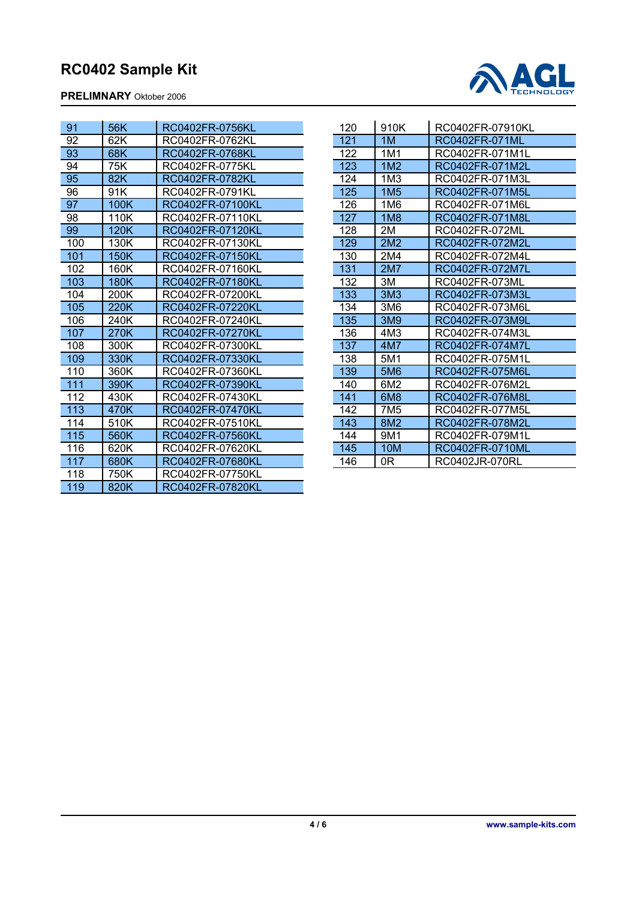# RC0402 Sample Kit

**PRELIMNARY** Oktober 2006

| | | |
|---|---|---|
| 91 | 56K | RC0402FR-0756KL |
| 92 | 62K | RC0402FR-0762KL |
| 93 | 68K | RC0402FR-0768KL |
| 94 | 75K | RC0402FR-0775KL |
| 95 | 82K | RC0402FR-0782KL |
| 96 | 91K | RC0402FR-0791KL |
| 97 | 100K | RC0402FR-07100KL |
| 98 | 110K | RC0402FR-07110KL |
| 99 | 120K | RC0402FR-07120KL |
| 100 | 130K | RC0402FR-07130KL |
| 101 | 150K | RC0402FR-07150KL |
| 102 | 160K | RC0402FR-07160KL |
| 103 | 180K | RC0402FR-07180KL |
| 104 | 200K | RC0402FR-07200KL |
| 105 | 220K | RC0402FR-07220KL |
| 106 | 240K | RC0402FR-07240KL |
| 107 | 270K | RC0402FR-07270KL |
| 108 | 300K | RC0402FR-07300KL |
| 109 | 330K | RC0402FR-07330KL |
| 110 | 360K | RC0402FR-07360KL |
| 111 | 390K | RC0402FR-07390KL |
| 112 | 430K | RC0402FR-07430KL |
| 113 | 470K | RC0402FR-07470KL |
| 114 | 510K | RC0402FR-07510KL |
| 115 | 560K | RC0402FR-07560KL |
| 116 | 620K | RC0402FR-07620KL |
| 117 | 680K | RC0402FR-07680KL |
| 118 | 750K | RC0402FR-07750KL |
| 119 | 820K | RC0402FR-07820KL |
| 120 | 910K | RC0402FR-07910KL |
| 121 | 1M | RC0402FR-071ML |
| 122 | 1M1 | RC0402FR-071M1L |
| 123 | 1M2 | RC0402FR-071M2L |
| 124 | 1M3 | RC0402FR-071M3L |
| 125 | 1M5 | RC0402FR-071M5L |
| 126 | 1M6 | RC0402FR-071M6L |
| 127 | 1M8 | RC0402FR-071M8L |
| 128 | 2M | RC0402FR-072ML |
| 129 | 2M2 | RC0402FR-072M2L |
| 130 | 2M4 | RC0402FR-072M4L |
| 131 | 2M7 | RC0402FR-072M7L |
| 132 | 3M | RC0402FR-073ML |
| 133 | 3M3 | RC0402FR-073M3L |
| 134 | 3M6 | RC0402FR-073M6L |
| 135 | 3M9 | RC0402FR-073M9L |
| 136 | 4M3 | RC0402FR-074M3L |
| 137 | 4M7 | RC0402FR-074M7L |
| 138 | 5M1 | RC0402FR-075M1L |
| 139 | 5M6 | RC0402FR-075M6L |
| 140 | 6M2 | RC0402FR-076M2L |
| 141 | 6M8 | RC0402FR-076M8L |
| 142 | 7M5 | RC0402FR-077M5L |
| 143 | 8M2 | RC0402FR-078M2L |
| 144 | 9M1 | RC0402FR-079M1L |
| 145 | 10M | RC0402FR-0710ML |
| 146 | 0R | RC0402JR-070RL |

www.sample-kits.com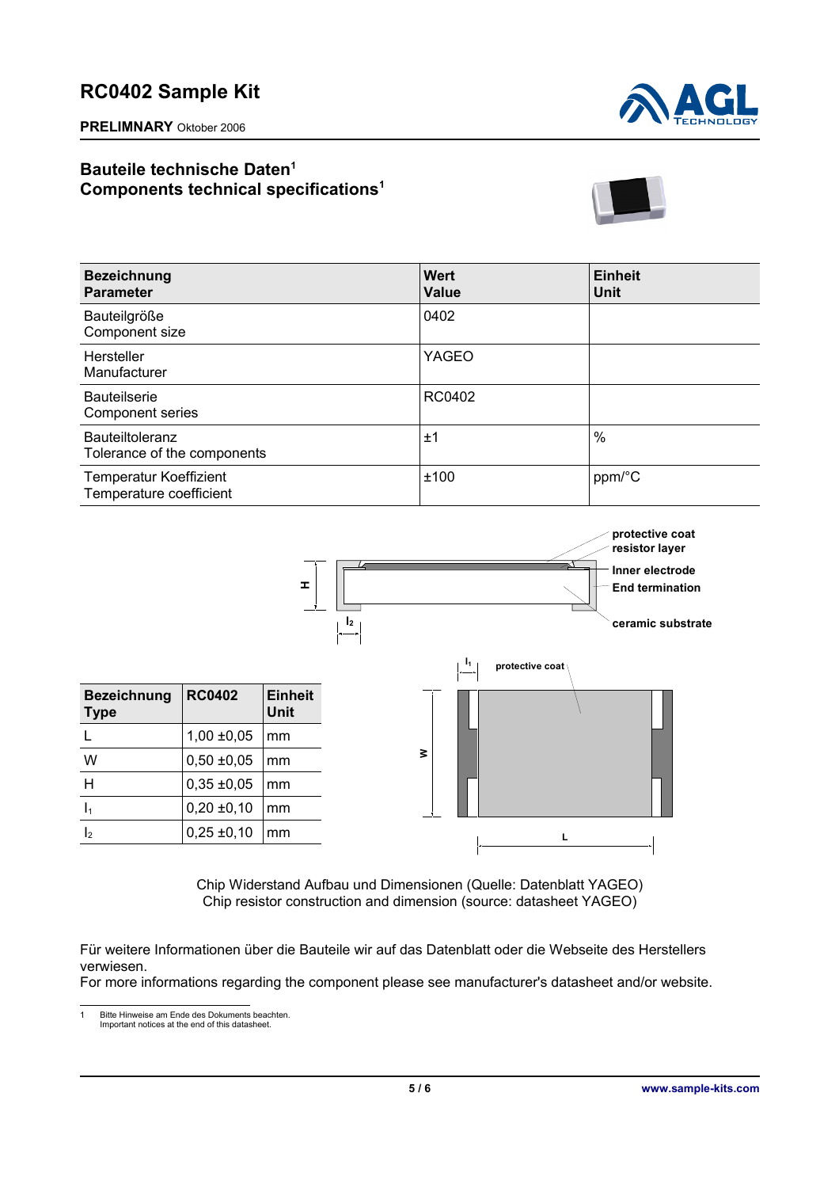# RC0402 Sample Kit

**PRELIMNARY** Oktober 2006

## Bauteile technische Daten[1]
## Components technical specifications[1]

| Bezeichnung<br>Parameter | Wert<br>Value | Einheit<br>Unit |
|---|---|---|
| Bauteilgröße<br>Component size | 0402 | |
| Hersteller<br>Manufacturer | YAGEO | |
| Bauteilserie<br>Component series | RC0402 | |
| Bauteiltoleranz<br>Tolerance of the components | ±1 | % |
| Temperatur Koeffizient<br>Temperature coefficient | ±100 | ppm/°C |

protective coat
resistor layer
Inner electrode
End termination
ceramic substrate

| Bezeichnung<br>Type | RC0402 | Einheit<br>Unit |
|---|---|---|
| L | 1,00 ±0,05 | mm |
| W | 0,50 ±0,05 | mm |
| H | 0,35 ±0,05 | mm |
| $l_1$ | 0,20 ±0,10 | mm |
| $l_2$ | 0,25 ±0,10 | mm |

Chip Widerstand Aufbau und Dimensionen (Quelle: Datenblatt YAGEO)
Chip resistor construction and dimension (source: datasheet YAGEO)

Für weitere Informationen über die Bauteile wir auf das Datenblatt oder die Webseite des Herstellers verwiesen.
For more informations regarding the component please see manufacturer's datasheet and/or website.

---

1 Bitte Hinweise am Ende des Dokuments beachten.
Important notices at the end of this datasheet.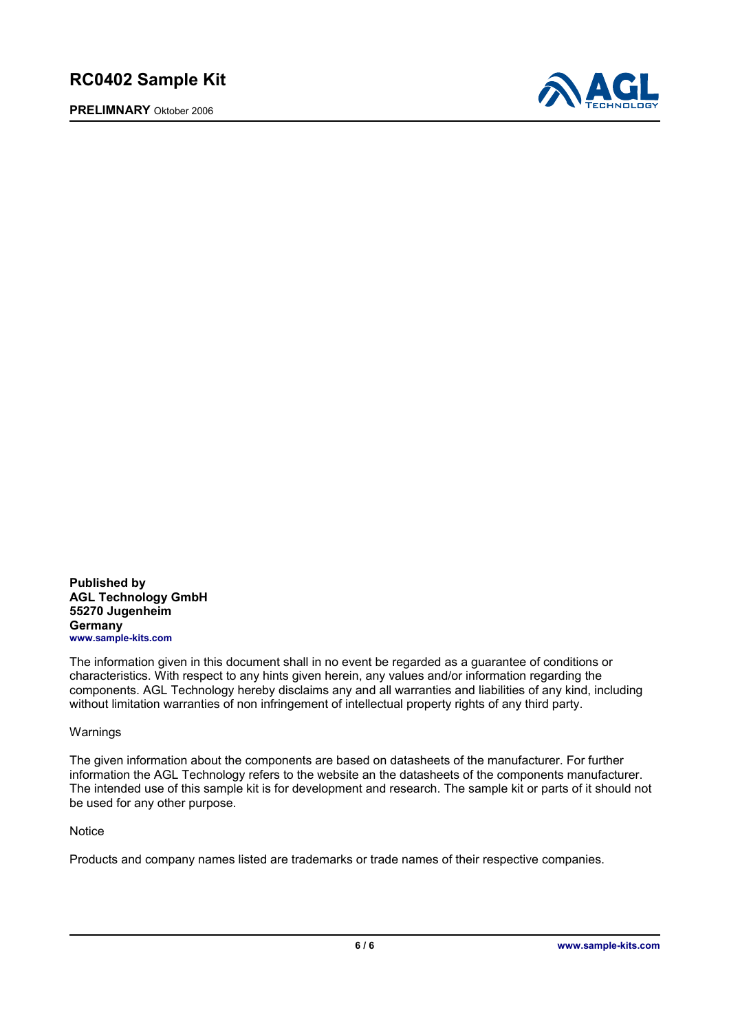**Published by**
**AGL Technology GmbH**
**55270 Jugenheim**
**Germany**
**www.sample-kits.com**

The information given in this document shall in no event be regarded as a guarantee of conditions or characteristics. With respect to any hints given herein, any values and/or information regarding the components. AGL Technology hereby disclaims any and all warranties and liabilities of any kind, including without limitation warranties of non infringement of intellectual property rights of any third party.

Warnings

The given information about the components are based on datasheets of the manufacturer. For further information the AGL Technology refers to the website an the datasheets of the components manufacturer. The intended use of this sample kit is for development and research. The sample kit or parts of it should not be used for any other purpose.

Notice

Products and company names listed are trademarks or trade names of their respective companies.